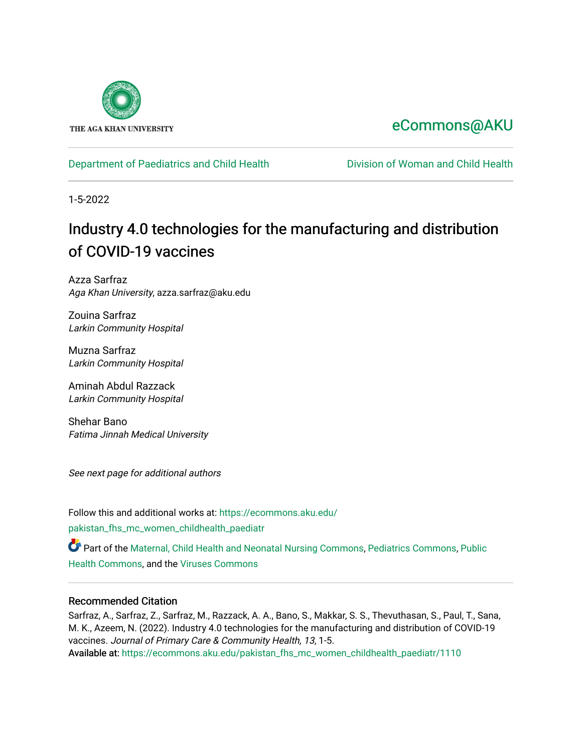THE AGA KHAN UNIVERSITY

eCommons@AKU

Department of Paediatrics and Child Health | Division of Woman and Child Health

1-5-2022

# Industry 4.0 technologies for the manufacturing and distribution of COVID-19 vaccines

Azza Sarfraz
*Aga Khan University*, azza.sarfraz@aku.edu

Zouina Sarfraz
*Larkin Community Hospital*

Muzna Sarfraz
*Larkin Community Hospital*

Aminah Abdul Razzack
*Larkin Community Hospital*

Shehar Bano
*Fatima Jinnah Medical University*

*See next page for additional authors*

Follow this and additional works at: https://ecommons.aku.edu/pakistan_fhs_mc_women_childhealth_paediatr

Part of the Maternal, Child Health and Neonatal Nursing Commons, Pediatrics Commons, Public Health Commons, and the Viruses Commons

### Recommended Citation

Sarfraz, A., Sarfraz, Z., Sarfraz, M., Razzack, A. A., Bano, S., Makkar, S. S., Thevuthasan, S., Paul, T., Sana, M. K., Azeem, N. (2022). Industry 4.0 technologies for the manufacturing and distribution of COVID-19 vaccines. *Journal of Primary Care & Community Health, 13*, 1-5.
Available at: https://ecommons.aku.edu/pakistan_fhs_mc_women_childhealth_paediatr/1110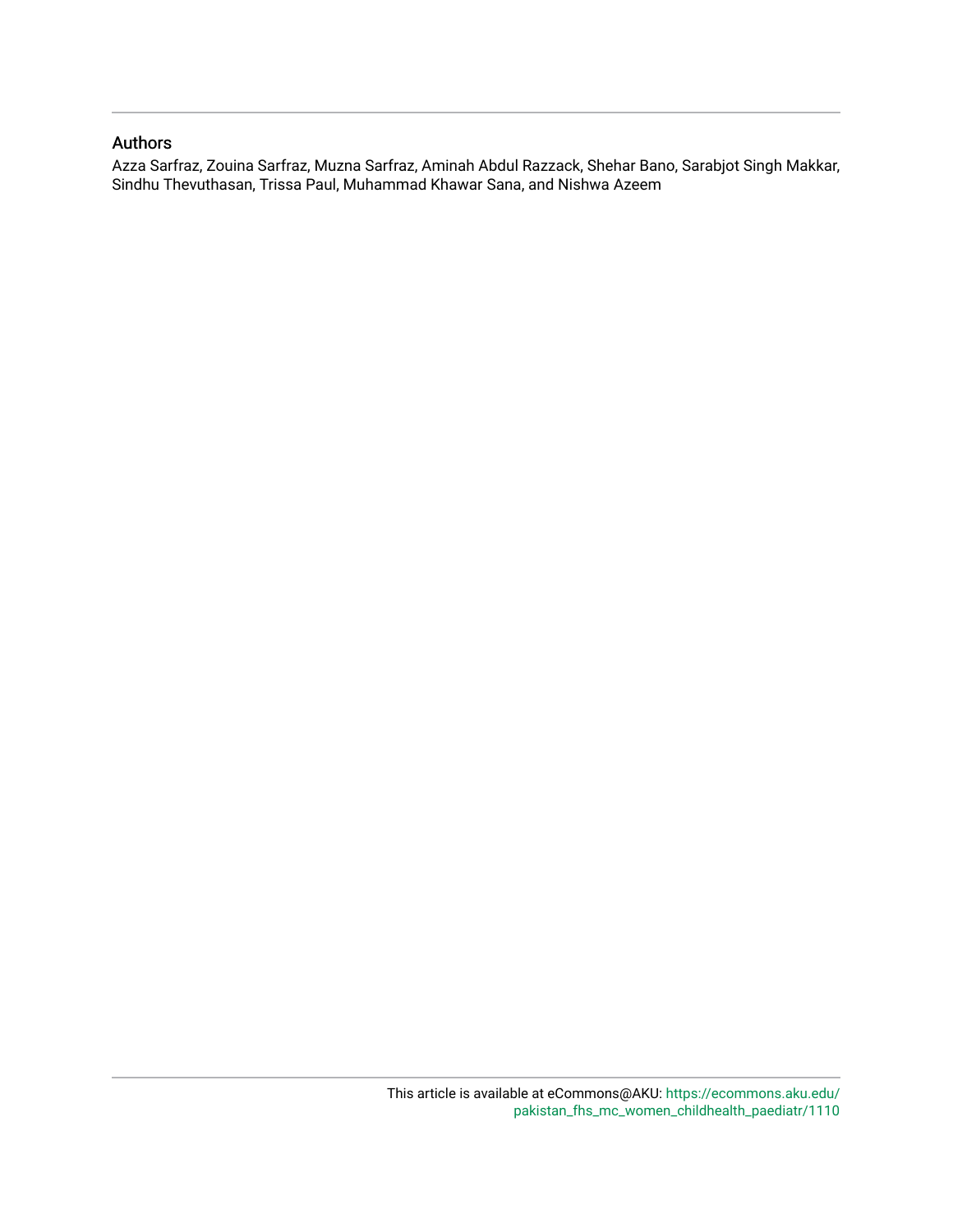## Authors

Azza Sarfraz, Zouina Sarfraz, Muzna Sarfraz, Aminah Abdul Razzack, Shehar Bano, Sarabjot Singh Makkar, Sindhu Thevuthasan, Trissa Paul, Muhammad Khawar Sana, and Nishwa Azeem

This article is available at eCommons@AKU: https://ecommons.aku.edu/pakistan_fhs_mc_women_childhealth_paediatr/1110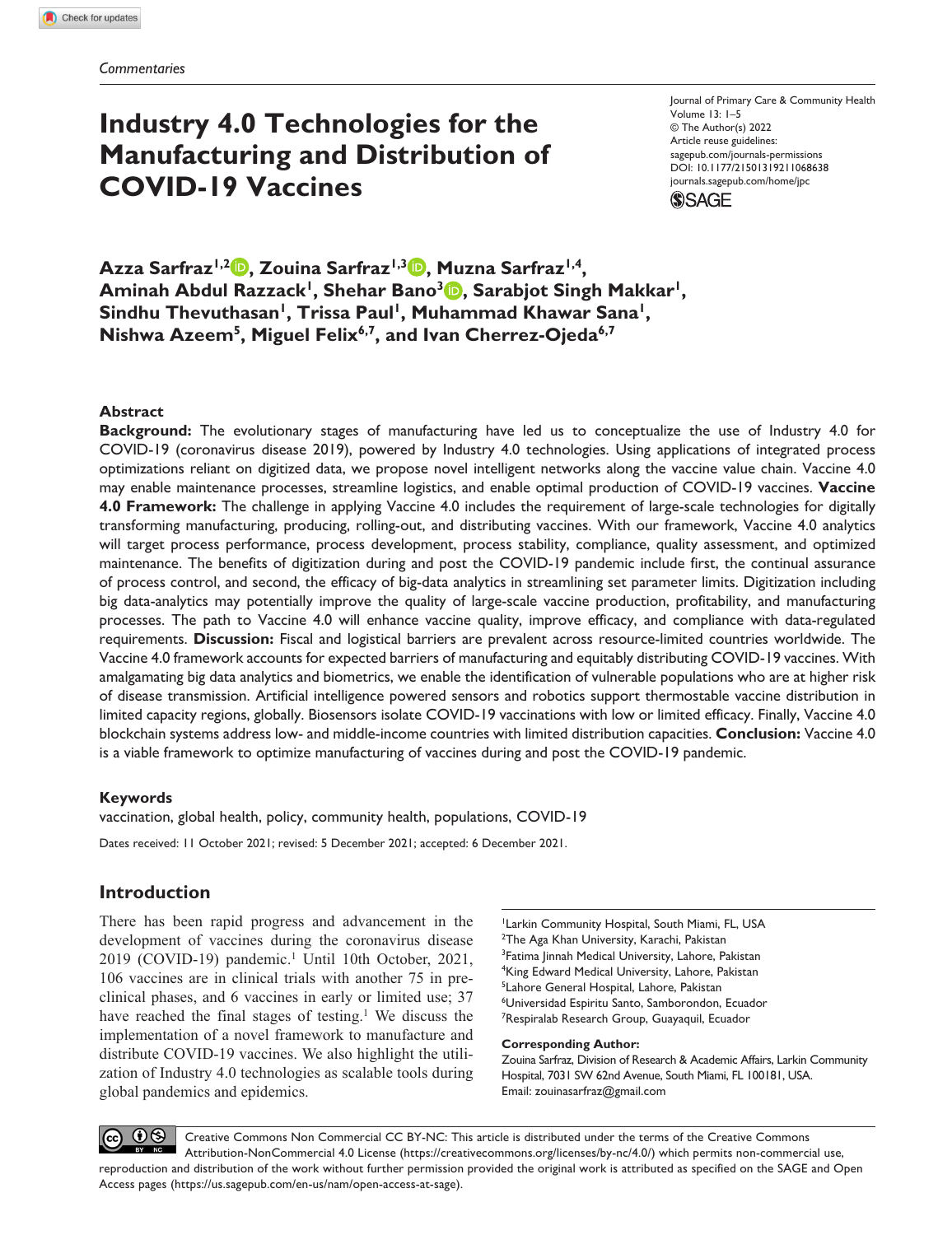*Commentaries*

# Industry 4.0 Technologies for the Manufacturing and Distribution of COVID-19 Vaccines

Azza Sarfraz[1,2], Zouina Sarfraz[1,3], Muzna Sarfraz[1,4], Aminah Abdul Razzack[1], Shehar Bano[3], Sarabjot Singh Makkar[1], Sindhu Thevuthasan[1], Trissa Paul[1], Muhammad Khawar Sana[1], Nishwa Azeem[5], Miguel Felix[6,7], and Ivan Cherrez-Ojeda[6,7]

## Abstract

**Background:** The evolutionary stages of manufacturing have led us to conceptualize the use of Industry 4.0 for COVID-19 (coronavirus disease 2019), powered by Industry 4.0 technologies. Using applications of integrated process optimizations reliant on digitized data, we propose novel intelligent networks along the vaccine value chain. Vaccine 4.0 may enable maintenance processes, streamline logistics, and enable optimal production of COVID-19 vaccines. **Vaccine 4.0 Framework:** The challenge in applying Vaccine 4.0 includes the requirement of large-scale technologies for digitally transforming manufacturing, producing, rolling-out, and distributing vaccines. With our framework, Vaccine 4.0 analytics will target process performance, process development, process stability, compliance, quality assessment, and optimized maintenance. The benefits of digitization during and post the COVID-19 pandemic include first, the continual assurance of process control, and second, the efficacy of big-data analytics in streamlining set parameter limits. Digitization including big data-analytics may potentially improve the quality of large-scale vaccine production, profitability, and manufacturing processes. The path to Vaccine 4.0 will enhance vaccine quality, improve efficacy, and compliance with data-regulated requirements. **Discussion:** Fiscal and logistical barriers are prevalent across resource-limited countries worldwide. The Vaccine 4.0 framework accounts for expected barriers of manufacturing and equitably distributing COVID-19 vaccines. With amalgamating big data analytics and biometrics, we enable the identification of vulnerable populations who are at higher risk of disease transmission. Artificial intelligence powered sensors and robotics support thermostable vaccine distribution in limited capacity regions, globally. Biosensors isolate COVID-19 vaccinations with low or limited efficacy. Finally, Vaccine 4.0 blockchain systems address low- and middle-income countries with limited distribution capacities. **Conclusion:** Vaccine 4.0 is a viable framework to optimize manufacturing of vaccines during and post the COVID-19 pandemic.

### Keywords

vaccination, global health, policy, community health, populations, COVID-19

Dates received: 11 October 2021; revised: 5 December 2021; accepted: 6 December 2021.

## Introduction

There has been rapid progress and advancement in the development of vaccines during the coronavirus disease 2019 (COVID-19) pandemic.[1] Until 10th October, 2021, 106 vaccines are in clinical trials with another 75 in preclinical phases, and 6 vaccines in early or limited use; 37 have reached the final stages of testing.[1] We discuss the implementation of a novel framework to manufacture and distribute COVID-19 vaccines. We also highlight the utilization of Industry 4.0 technologies as scalable tools during global pandemics and epidemics.

[1]Larkin Community Hospital, South Miami, FL, USA
[2]The Aga Khan University, Karachi, Pakistan
[3]Fatima Jinnah Medical University, Lahore, Pakistan
[4]King Edward Medical University, Lahore, Pakistan
[5]Lahore General Hospital, Lahore, Pakistan
[6]Universidad Espiritu Santo, Samborondon, Ecuador
[7]Respiralab Research Group, Guayaquil, Ecuador

**Corresponding Author:**
Zouina Sarfraz, Division of Research & Academic Affairs, Larkin Community Hospital, 7031 SW 62nd Avenue, South Miami, FL 100181, USA.
Email: zouinasarfraz@gmail.com

Creative Commons Non Commercial CC BY-NC: This article is distributed under the terms of the Creative Commons Attribution-NonCommercial 4.0 License (https://creativecommons.org/licenses/by-nc/4.0/) which permits non-commercial use, reproduction and distribution of the work without further permission provided the original work is attributed as specified on the SAGE and Open Access pages (https://us.sagepub.com/en-us/nam/open-access-at-sage).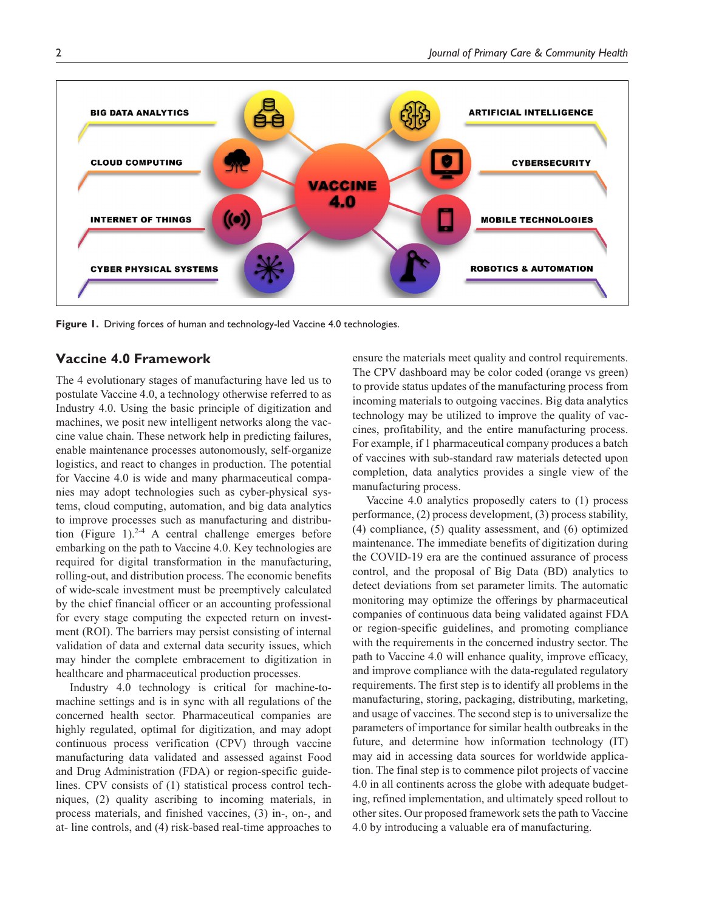Figure 1. Driving forces of human and technology-led Vaccine 4.0 technologies.

## Vaccine 4.0 Framework

The 4 evolutionary stages of manufacturing have led us to postulate Vaccine 4.0, a technology otherwise referred to as Industry 4.0. Using the basic principle of digitization and machines, we posit new intelligent networks along the vaccine value chain. These network help in predicting failures, enable maintenance processes autonomously, self-organize logistics, and react to changes in production. The potential for Vaccine 4.0 is wide and many pharmaceutical companies may adopt technologies such as cyber-physical systems, cloud computing, automation, and big data analytics to improve processes such as manufacturing and distribution (Figure 1).[2-4] A central challenge emerges before embarking on the path to Vaccine 4.0. Key technologies are required for digital transformation in the manufacturing, rolling-out, and distribution process. The economic benefits of wide-scale investment must be preemptively calculated by the chief financial officer or an accounting professional for every stage computing the expected return on investment (ROI). The barriers may persist consisting of internal validation of data and external data security issues, which may hinder the complete embracement to digitization in healthcare and pharmaceutical production processes.

Industry 4.0 technology is critical for machine-to-machine settings and is in sync with all regulations of the concerned health sector. Pharmaceutical companies are highly regulated, optimal for digitization, and may adopt continuous process verification (CPV) through vaccine manufacturing data validated and assessed against Food and Drug Administration (FDA) or region-specific guidelines. CPV consists of (1) statistical process control techniques, (2) quality ascribing to incoming materials, in process materials, and finished vaccines, (3) in-, on-, and at- line controls, and (4) risk-based real-time approaches to ensure the materials meet quality and control requirements. The CPV dashboard may be color coded (orange vs green) to provide status updates of the manufacturing process from incoming materials to outgoing vaccines. Big data analytics technology may be utilized to improve the quality of vaccines, profitability, and the entire manufacturing process. For example, if 1 pharmaceutical company produces a batch of vaccines with sub-standard raw materials detected upon completion, data analytics provides a single view of the manufacturing process.

Vaccine 4.0 analytics proposedly caters to (1) process performance, (2) process development, (3) process stability, (4) compliance, (5) quality assessment, and (6) optimized maintenance. The immediate benefits of digitization during the COVID-19 era are the continued assurance of process control, and the proposal of Big Data (BD) analytics to detect deviations from set parameter limits. The automatic monitoring may optimize the offerings by pharmaceutical companies of continuous data being validated against FDA or region-specific guidelines, and promoting compliance with the requirements in the concerned industry sector. The path to Vaccine 4.0 will enhance quality, improve efficacy, and improve compliance with the data-regulated regulatory requirements. The first step is to identify all problems in the manufacturing, storing, packaging, distributing, marketing, and usage of vaccines. The second step is to universalize the parameters of importance for similar health outbreaks in the future, and determine how information technology (IT) may aid in accessing data sources for worldwide application. The final step is to commence pilot projects of vaccine 4.0 in all continents across the globe with adequate budgeting, refined implementation, and ultimately speed rollout to other sites. Our proposed framework sets the path to Vaccine 4.0 by introducing a valuable era of manufacturing.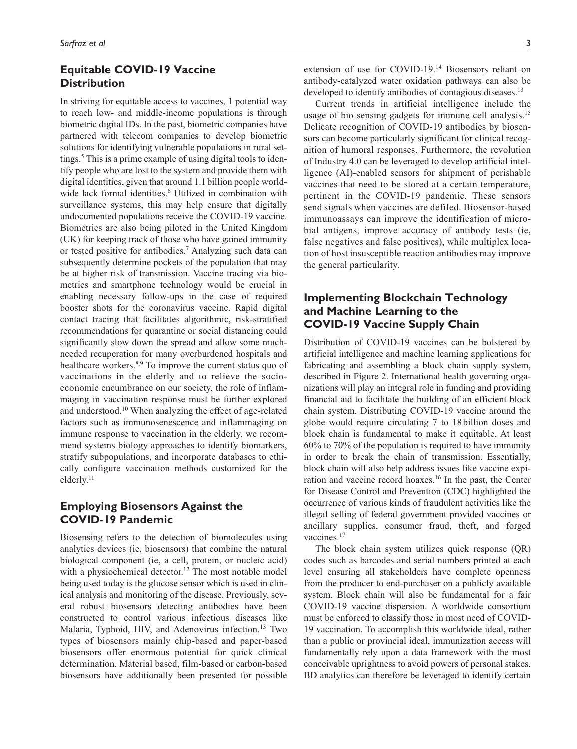## Equitable COVID-19 Vaccine Distribution

In striving for equitable access to vaccines, 1 potential way to reach low- and middle-income populations is through biometric digital IDs. In the past, biometric companies have partnered with telecom companies to develop biometric solutions for identifying vulnerable populations in rural settings.[5] This is a prime example of using digital tools to identify people who are lost to the system and provide them with digital identities, given that around 1.1 billion people worldwide lack formal identities.[6] Utilized in combination with surveillance systems, this may help ensure that digitally undocumented populations receive the COVID-19 vaccine. Biometrics are also being piloted in the United Kingdom (UK) for keeping track of those who have gained immunity or tested positive for antibodies.[7] Analyzing such data can subsequently determine pockets of the population that may be at higher risk of transmission. Vaccine tracing via biometrics and smartphone technology would be crucial in enabling necessary follow-ups in the case of required booster shots for the coronavirus vaccine. Rapid digital contact tracing that facilitates algorithmic, risk-stratified recommendations for quarantine or social distancing could significantly slow down the spread and allow some much-needed recuperation for many overburdened hospitals and healthcare workers.[8,9] To improve the current status quo of vaccinations in the elderly and to relieve the socio-economic encumbrance on our society, the role of inflammaging in vaccination response must be further explored and understood.[10] When analyzing the effect of age-related factors such as immunosenescence and inflammaging on immune response to vaccination in the elderly, we recommend systems biology approaches to identify biomarkers, stratify subpopulations, and incorporate databases to ethically configure vaccination methods customized for the elderly.[11]

## Employing Biosensors Against the COVID-19 Pandemic

Biosensing refers to the detection of biomolecules using analytics devices (ie, biosensors) that combine the natural biological component (ie, a cell, protein, or nucleic acid) with a physiochemical detector.[12] The most notable model being used today is the glucose sensor which is used in clinical analysis and monitoring of the disease. Previously, several robust biosensors detecting antibodies have been constructed to control various infectious diseases like Malaria, Typhoid, HIV, and Adenovirus infection.[13] Two types of biosensors mainly chip-based and paper-based biosensors offer enormous potential for quick clinical determination. Material based, film-based or carbon-based biosensors have additionally been presented for possible extension of use for COVID-19.[14] Biosensors reliant on antibody-catalyzed water oxidation pathways can also be developed to identify antibodies of contagious diseases.[13]

Current trends in artificial intelligence include the usage of bio sensing gadgets for immune cell analysis.[15] Delicate recognition of COVID-19 antibodies by biosensors can become particularly significant for clinical recognition of humoral responses. Furthermore, the revolution of Industry 4.0 can be leveraged to develop artificial intelligence (AI)-enabled sensors for shipment of perishable vaccines that need to be stored at a certain temperature, pertinent in the COVID-19 pandemic. These sensors send signals when vaccines are defiled. Biosensor-based immunoassays can improve the identification of microbial antigens, improve accuracy of antibody tests (ie, false negatives and false positives), while multiplex location of host insusceptible reaction antibodies may improve the general particularity.

## Implementing Blockchain Technology and Machine Learning to the COVID-19 Vaccine Supply Chain

Distribution of COVID-19 vaccines can be bolstered by artificial intelligence and machine learning applications for fabricating and assembling a block chain supply system, described in Figure 2. International health governing organizations will play an integral role in funding and providing financial aid to facilitate the building of an efficient block chain system. Distributing COVID-19 vaccine around the globe would require circulating 7 to 18 billion doses and block chain is fundamental to make it equitable. At least 60% to 70% of the population is required to have immunity in order to break the chain of transmission. Essentially, block chain will also help address issues like vaccine expiration and vaccine record hoaxes.[16] In the past, the Center for Disease Control and Prevention (CDC) highlighted the occurrence of various kinds of fraudulent activities like the illegal selling of federal government provided vaccines or ancillary supplies, consumer fraud, theft, and forged vaccines.[17]

The block chain system utilizes quick response (QR) codes such as barcodes and serial numbers printed at each level ensuring all stakeholders have complete openness from the producer to end-purchaser on a publicly available system. Block chain will also be fundamental for a fair COVID-19 vaccine dispersion. A worldwide consortium must be enforced to classify those in most need of COVID-19 vaccination. To accomplish this worldwide ideal, rather than a public or provincial ideal, immunization access will fundamentally rely upon a data framework with the most conceivable uprightness to avoid powers of personal stakes. BD analytics can therefore be leveraged to identify certain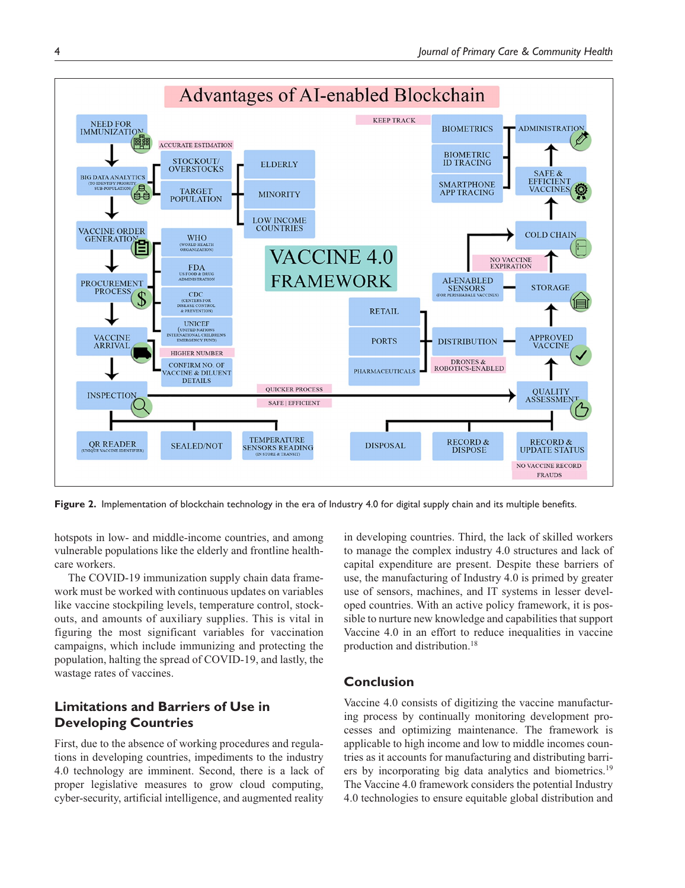**Figure 2.** Implementation of blockchain technology in the era of Industry 4.0 for digital supply chain and its multiple benefits.

hotspots in low- and middle-income countries, and among vulnerable populations like the elderly and frontline healthcare workers.

The COVID-19 immunization supply chain data framework must be worked with continuous updates on variables like vaccine stockpiling levels, temperature control, stockouts, and amounts of auxiliary supplies. This is vital in figuring the most significant variables for vaccination campaigns, which include immunizing and protecting the population, halting the spread of COVID-19, and lastly, the wastage rates of vaccines.

## Limitations and Barriers of Use in Developing Countries

First, due to the absence of working procedures and regulations in developing countries, impediments to the industry 4.0 technology are imminent. Second, there is a lack of proper legislative measures to grow cloud computing, cyber-security, artificial intelligence, and augmented reality in developing countries. Third, the lack of skilled workers to manage the complex industry 4.0 structures and lack of capital expenditure are present. Despite these barriers of use, the manufacturing of Industry 4.0 is primed by greater use of sensors, machines, and IT systems in lesser developed countries. With an active policy framework, it is possible to nurture new knowledge and capabilities that support Vaccine 4.0 in an effort to reduce inequalities in vaccine production and distribution.[18]

## Conclusion

Vaccine 4.0 consists of digitizing the vaccine manufacturing process by continually monitoring development processes and optimizing maintenance. The framework is applicable to high income and low to middle incomes countries as it accounts for manufacturing and distributing barriers by incorporating big data analytics and biometrics.[19] The Vaccine 4.0 framework considers the potential Industry 4.0 technologies to ensure equitable global distribution and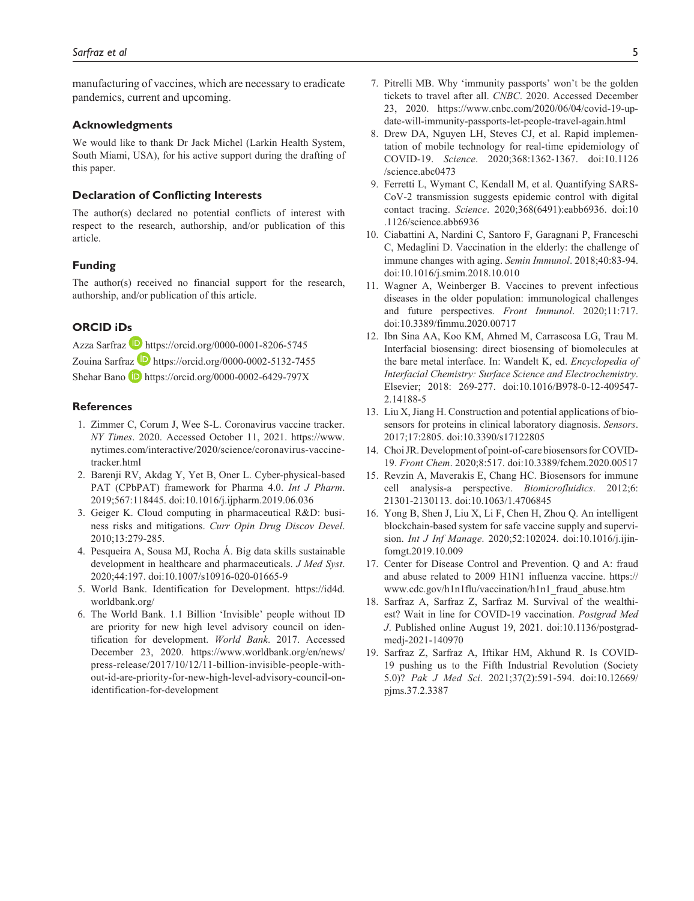manufacturing of vaccines, which are necessary to eradicate pandemics, current and upcoming.

## Acknowledgments

We would like to thank Dr Jack Michel (Larkin Health System, South Miami, USA), for his active support during the drafting of this paper.

## Declaration of Conflicting Interests

The author(s) declared no potential conflicts of interest with respect to the research, authorship, and/or publication of this article.

## Funding

The author(s) received no financial support for the research, authorship, and/or publication of this article.

## ORCID iDs

Azza Sarfraz https://orcid.org/0000-0001-8206-5745
Zouina Sarfraz https://orcid.org/0000-0002-5132-7455
Shehar Bano https://orcid.org/0000-0002-6429-797X

## References

1. Zimmer C, Corum J, Wee S-L. Coronavirus vaccine tracker. *NY Times*. 2020. Accessed October 11, 2021. https://www.nytimes.com/interactive/2020/science/coronavirus-vaccine-tracker.html
2. Barenji RV, Akdag Y, Yet B, Oner L. Cyber-physical-based PAT (CPbPAT) framework for Pharma 4.0. *Int J Pharm*. 2019;567:118445. doi:10.1016/j.ijpharm.2019.06.036
3. Geiger K. Cloud computing in pharmaceutical R&D: business risks and mitigations. *Curr Opin Drug Discov Devel*. 2010;13:279-285.
4. Pesqueira A, Sousa MJ, Rocha Á. Big data skills sustainable development in healthcare and pharmaceuticals. *J Med Syst*. 2020;44:197. doi:10.1007/s10916-020-01665-9
5. World Bank. Identification for Development. https://id4d.worldbank.org/
6. The World Bank. 1.1 Billion 'Invisible' people without ID are priority for new high level advisory council on identification for development. *World Bank*. 2017. Accessed December 23, 2020. https://www.worldbank.org/en/news/press-release/2017/10/12/11-billion-invisible-people-without-id-are-priority-for-new-high-level-advisory-council-on-identification-for-development
7. Pitrelli MB. Why 'immunity passports' won't be the golden tickets to travel after all. *CNBC*. 2020. Accessed December 23, 2020. https://www.cnbc.com/2020/06/04/covid-19-update-will-immunity-passports-let-people-travel-again.html
8. Drew DA, Nguyen LH, Steves CJ, et al. Rapid implementation of mobile technology for real-time epidemiology of COVID-19. *Science*. 2020;368:1362-1367. doi:10.1126/science.abc0473
9. Ferretti L, Wymant C, Kendall M, et al. Quantifying SARS-CoV-2 transmission suggests epidemic control with digital contact tracing. *Science*. 2020;368(6491):eabb6936. doi:10.1126/science.abb6936
10. Ciabattini A, Nardini C, Santoro F, Garagnani P, Franceschi C, Medaglini D. Vaccination in the elderly: the challenge of immune changes with aging. *Semin Immunol*. 2018;40:83-94. doi:10.1016/j.smim.2018.10.010
11. Wagner A, Weinberger B. Vaccines to prevent infectious diseases in the older population: immunological challenges and future perspectives. *Front Immunol*. 2020;11:717. doi:10.3389/fimmu.2020.00717
12. Ibn Sina AA, Koo KM, Ahmed M, Carrascosa LG, Trau M. Interfacial biosensing: direct biosensing of biomolecules at the bare metal interface. In: Wandelt K, ed. *Encyclopedia of Interfacial Chemistry: Surface Science and Electrochemistry*. Elsevier; 2018: 269-277. doi:10.1016/B978-0-12-409547-2.14188-5
13. Liu X, Jiang H. Construction and potential applications of biosensors for proteins in clinical laboratory diagnosis. *Sensors*. 2017;17:2805. doi:10.3390/s17122805
14. Choi JR. Development of point-of-care biosensors for COVID-19. *Front Chem*. 2020;8:517. doi:10.3389/fchem.2020.00517
15. Revzin A, Maverakis E, Chang HC. Biosensors for immune cell analysis-a perspective. *Biomicrofluidics*. 2012;6:21301-2130113. doi:10.1063/1.4706845
16. Yong B, Shen J, Liu X, Li F, Chen H, Zhou Q. An intelligent blockchain-based system for safe vaccine supply and supervision. *Int J Inf Manage*. 2020;52:102024. doi:10.1016/j.ijinfomgt.2019.10.009
17. Center for Disease Control and Prevention. Q and A: fraud and abuse related to 2009 H1N1 influenza vaccine. https://www.cdc.gov/h1n1flu/vaccination/h1n1_fraud_abuse.htm
18. Sarfraz A, Sarfraz Z, Sarfraz M. Survival of the wealthiest? Wait in line for COVID-19 vaccination. *Postgrad Med J*. Published online August 19, 2021. doi:10.1136/postgradmedj-2021-140970
19. Sarfraz Z, Sarfraz A, Iftikar HM, Akhund R. Is COVID-19 pushing us to the Fifth Industrial Revolution (Society 5.0)? *Pak J Med Sci*. 2021;37(2):591-594. doi:10.12669/pjms.37.2.3387